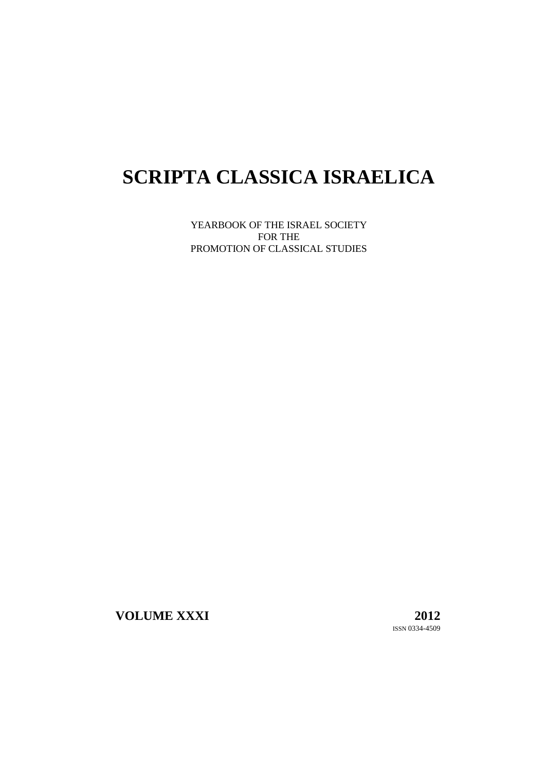# SCRIPTA CLASSICA ISRAELICA

YEARBOOK OF THE ISRAEL SOCIETY
FOR THE
PROMOTION OF CLASSICAL STUDIES

**VOLUME XXXI** **2012**

ISSN 0334-4509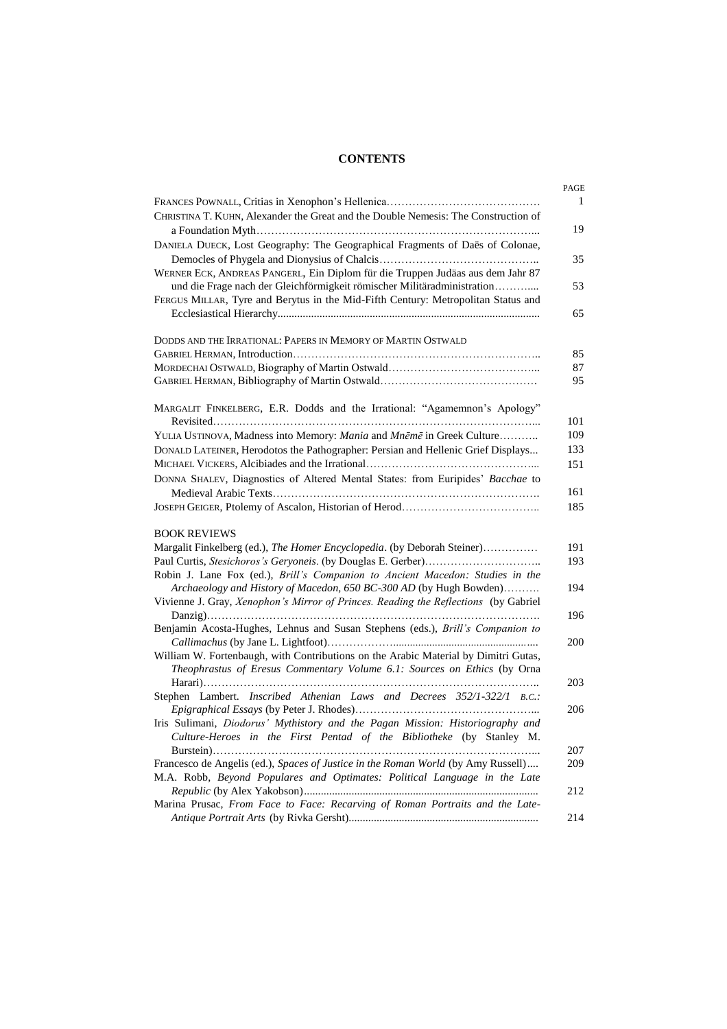# CONTENTS

| | PAGE |
|---|---|
| FRANCES POWNALL, Critias in Xenophon's Hellenica | 1 |
| CHRISTINA T. KUHN, Alexander the Great and the Double Nemesis: The Construction of a Foundation Myth | 19 |
| DANIELA DUECK, Lost Geography: The Geographical Fragments of Daës of Colonae, Democles of Phygela and Dionysius of Chalcis | 35 |
| WERNER ECK, ANDREAS PANGERL, Ein Diplom für die Truppen Judäas aus dem Jahr 87 und die Frage nach der Gleichförmigkeit römischer Militäradministration | 53 |
| FERGUS MILLAR, Tyre and Berytus in the Mid-Fifth Century: Metropolitan Status and Ecclesiastical Hierarchy | 65 |

DODDS AND THE IRRATIONAL: PAPERS IN MEMORY OF MARTIN OSTWALD

| | |
|---|---|
| GABRIEL HERMAN, Introduction | 85 |
| MORDECHAI OSTWALD, Biography of Martin Ostwald | 87 |
| GABRIEL HERMAN, Bibliography of Martin Ostwald | 95 |
| MARGALIT FINKELBERG, E.R. Dodds and the Irrational: "Agamemnon's Apology" Revisited | 101 |
| YULIA USTINOVA, Madness into Memory: *Mania* and *Mnēmē* in Greek Culture | 109 |
| DONALD LATEINER, Herodotos the Pathographer: Persian and Hellenic Grief Displays | 133 |
| MICHAEL VICKERS, Alcibiades and the Irrational | 151 |
| DONNA SHALEV, Diagnostics of Altered Mental States: from Euripides' *Bacchae* to Medieval Arabic Texts | 161 |
| JOSEPH GEIGER, Ptolemy of Ascalon, Historian of Herod | 185 |

BOOK REVIEWS

| | |
|---|---|
| Margalit Finkelberg (ed.), *The Homer Encyclopedia*. (by Deborah Steiner) | 191 |
| Paul Curtis, *Stesichoros's Geryoneis*. (by Douglas E. Gerber) | 193 |
| Robin J. Lane Fox (ed.), *Brill's Companion to Ancient Macedon: Studies in the Archaeology and History of Macedon, 650 BC-300 AD* (by Hugh Bowden) | 194 |
| Vivienne J. Gray, *Xenophon's Mirror of Princes. Reading the Reflections* (by Gabriel Danzig) | 196 |
| Benjamin Acosta-Hughes, Lehnus and Susan Stephens (eds.), *Brill's Companion to Callimachus* (by Jane L. Lightfoot) | 200 |
| William W. Fortenbaugh, with Contributions on the Arabic Material by Dimitri Gutas, *Theophrastus of Eresus Commentary Volume 6.1: Sources on Ethics* (by Orna Harari) | 203 |
| Stephen Lambert. *Inscribed Athenian Laws and Decrees 352/1-322/1 B.C.: Epigraphical Essays* (by Peter J. Rhodes) | 206 |
| Iris Sulimani, *Diodorus' Mythistory and the Pagan Mission: Historiography and Culture-Heroes in the First Pentad of the Bibliotheke* (by Stanley M. Burstein) | 207 |
| Francesco de Angelis (ed.), *Spaces of Justice in the Roman World* (by Amy Russell) | 209 |
| M.A. Robb, *Beyond Populares and Optimates: Political Language in the Late Republic* (by Alex Yakobson) | 212 |
| Marina Prusac, *From Face to Face: Recarving of Roman Portraits and the Late-Antique Portrait Arts* (by Rivka Gersht) | 214 |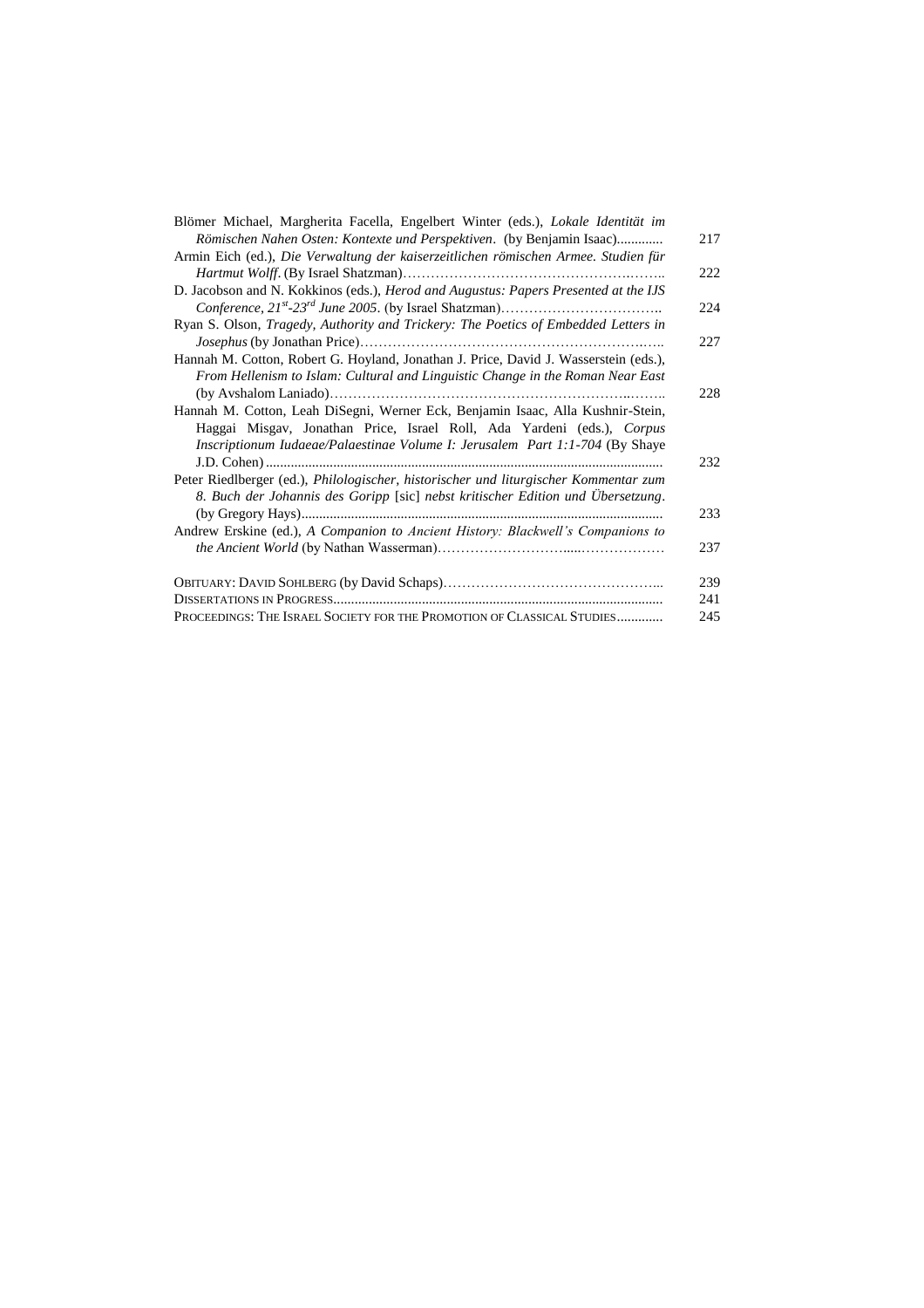Blömer Michael, Margherita Facella, Engelbert Winter (eds.), *Lokale Identität im Römischen Nahen Osten: Kontexte und Perspektiven*. (by Benjamin Isaac)............ 217

Armin Eich (ed.), *Die Verwaltung der kaiserzeitlichen römischen Armee. Studien für Hartmut Wolff*. (By Israel Shatzman)……………………………………………….…….. 222

D. Jacobson and N. Kokkinos (eds.), *Herod and Augustus: Papers Presented at the IJS Conference, 21st-23rd June 2005*. (by Israel Shatzman)…………………………….. 224

Ryan S. Olson, *Tragedy, Authority and Trickery: The Poetics of Embedded Letters in Josephus* (by Jonathan Price)……………………………………………………….….. 227

Hannah M. Cotton, Robert G. Hoyland, Jonathan J. Price, David J. Wasserstein (eds.), *From Hellenism to Islam: Cultural and Linguistic Change in the Roman Near East* (by Avshalom Laniado)…………………………………………………………..…….. 228

Hannah M. Cotton, Leah DiSegni, Werner Eck, Benjamin Isaac, Alla Kushnir-Stein, Haggai Misgav, Jonathan Price, Israel Roll, Ada Yardeni (eds.), *Corpus Inscriptionum Iudaeae/Palaestinae Volume I: Jerusalem Part 1:1-704* (By Shaye J.D. Cohen)............................................................................................................. 232

Peter Riedlberger (ed.), *Philologischer, historischer und liturgischer Kommentar zum 8. Buch der Johannis des Goripp* [sic] *nebst kritischer Edition und Übersetzung*. (by Gregory Hays).................................................................................................... 233

Andrew Erskine (ed.), *A Companion to Ancient History: Blackwell's Companions to the Ancient World* (by Nathan Wasserman)………………………….....……………… 237

OBITUARY: DAVID SOHLBERG (by David Schaps)………………………………………... 239

DISSERTATIONS IN PROGRESS........................................................................................... 241

PROCEEDINGS: THE ISRAEL SOCIETY FOR THE PROMOTION OF CLASSICAL STUDIES............ 245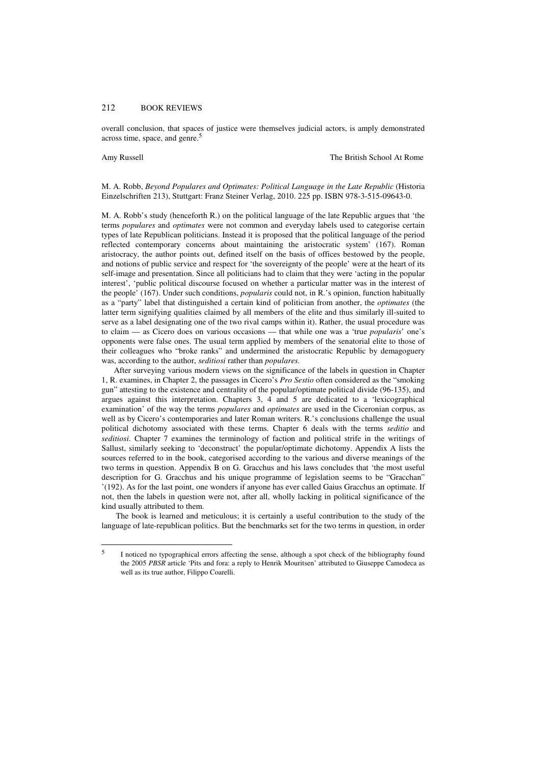overall conclusion, that spaces of justice were themselves judicial actors, is amply demonstrated across time, space, and genre.[5]

Amy Russell The British School At Rome

M. A. Robb, *Beyond Populares and Optimates: Political Language in the Late Republic* (Historia Einzelschriften 213), Stuttgart: Franz Steiner Verlag, 2010. 225 pp. ISBN 978-3-515-09643-0.

M. A. Robb's study (henceforth R.) on the political language of the late Republic argues that 'the terms *populares* and *optimates* were not common and everyday labels used to categorise certain types of late Republican politicians. Instead it is proposed that the political language of the period reflected contemporary concerns about maintaining the aristocratic system' (167). Roman aristocracy, the author points out, defined itself on the basis of offices bestowed by the people, and notions of public service and respect for 'the sovereignty of the people' were at the heart of its self-image and presentation. Since all politicians had to claim that they were 'acting in the popular interest', 'public political discourse focused on whether a particular matter was in the interest of the people' (167). Under such conditions, *popularis* could not, in R.'s opinion, function habitually as a "party" label that distinguished a certain kind of politician from another, the *optimates* (the latter term signifying qualities claimed by all members of the elite and thus similarly ill-suited to serve as a label designating one of the two rival camps within it). Rather, the usual procedure was to claim — as Cicero does on various occasions — that while one was a 'true *popularis*' one's opponents were false ones. The usual term applied by members of the senatorial elite to those of their colleagues who "broke ranks" and undermined the aristocratic Republic by demagoguery was, according to the author, *seditiosi* rather than *populares.*

After surveying various modern views on the significance of the labels in question in Chapter 1, R. examines, in Chapter 2, the passages in Cicero's *Pro Sestio* often considered as the "smoking gun" attesting to the existence and centrality of the popular/optimate political divide (96-135), and argues against this interpretation. Chapters 3, 4 and 5 are dedicated to a 'lexicographical examination' of the way the terms *populares* and *optimates* are used in the Ciceronian corpus, as well as by Cicero's contemporaries and later Roman writers. R.'s conclusions challenge the usual political dichotomy associated with these terms. Chapter 6 deals with the terms *seditio* and *seditiosi*. Chapter 7 examines the terminology of faction and political strife in the writings of Sallust, similarly seeking to 'deconstruct' the popular/optimate dichotomy. Appendix A lists the sources referred to in the book, categorised according to the various and diverse meanings of the two terms in question. Appendix B on G. Gracchus and his laws concludes that 'the most useful description for G. Gracchus and his unique programme of legislation seems to be "Gracchan" '(192). As for the last point, one wonders if anyone has ever called Gaius Gracchus an optimate. If not, then the labels in question were not, after all, wholly lacking in political significance of the kind usually attributed to them.

The book is learned and meticulous; it is certainly a useful contribution to the study of the language of late-republican politics. But the benchmarks set for the two terms in question, in order

[5] I noticed no typographical errors affecting the sense, although a spot check of the bibliography found the 2005 *PBSR* article 'Pits and fora: a reply to Henrik Mouritsen' attributed to Giuseppe Camodeca as well as its true author, Filippo Coarelli.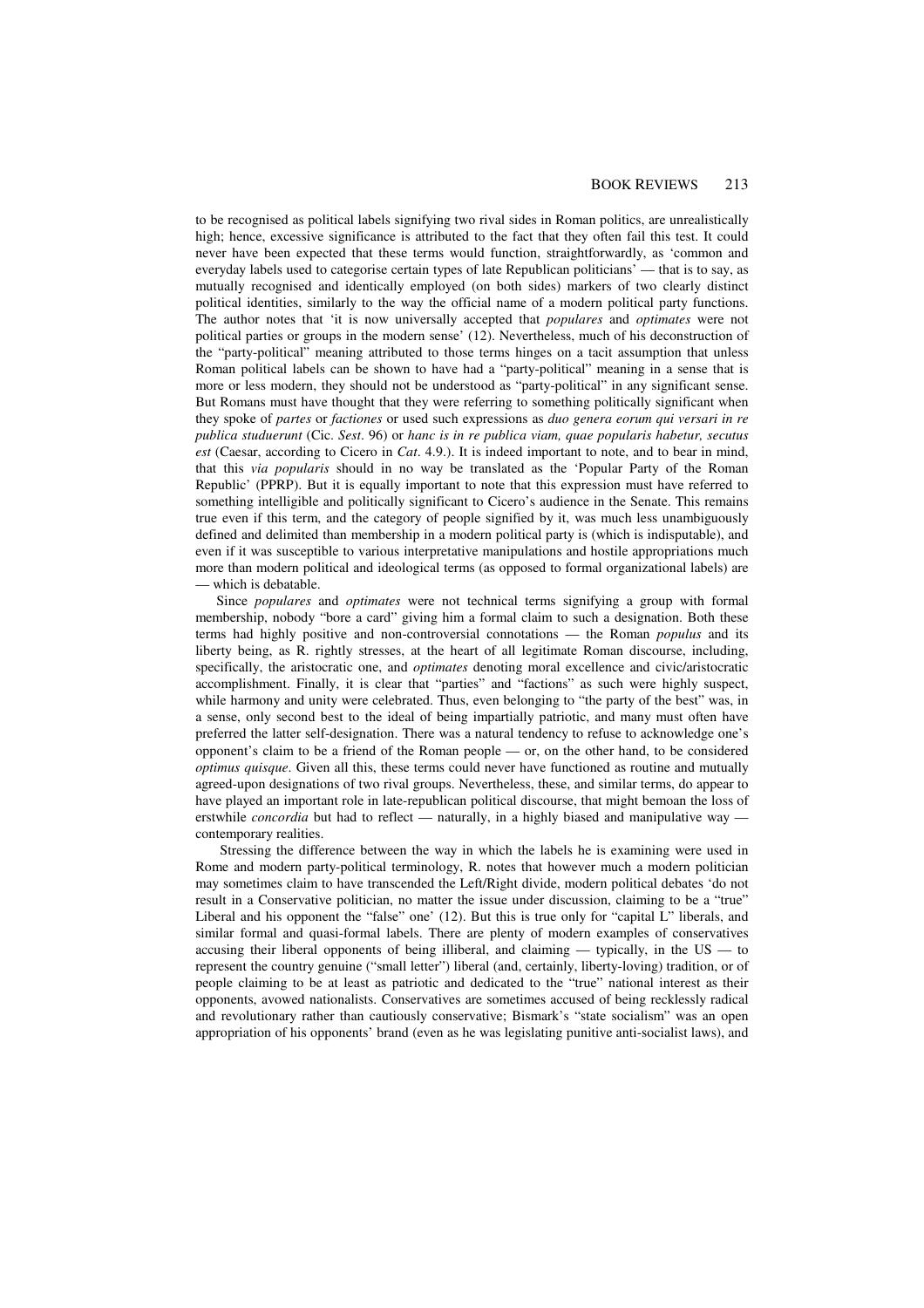to be recognised as political labels signifying two rival sides in Roman politics, are unrealistically high; hence, excessive significance is attributed to the fact that they often fail this test. It could never have been expected that these terms would function, straightforwardly, as 'common and everyday labels used to categorise certain types of late Republican politicians' — that is to say, as mutually recognised and identically employed (on both sides) markers of two clearly distinct political identities, similarly to the way the official name of a modern political party functions. The author notes that 'it is now universally accepted that *populares* and *optimates* were not political parties or groups in the modern sense' (12). Nevertheless, much of his deconstruction of the "party-political" meaning attributed to those terms hinges on a tacit assumption that unless Roman political labels can be shown to have had a "party-political" meaning in a sense that is more or less modern, they should not be understood as "party-political" in any significant sense. But Romans must have thought that they were referring to something politically significant when they spoke of *partes* or *factiones* or used such expressions as *duo genera eorum qui versari in re publica studuerunt* (Cic. *Sest*. 96) or *hanc is in re publica viam, quae popularis habetur, secutus est* (Caesar, according to Cicero in *Cat*. 4.9.). It is indeed important to note, and to bear in mind, that this *via popularis* should in no way be translated as the 'Popular Party of the Roman Republic' (PPRP). But it is equally important to note that this expression must have referred to something intelligible and politically significant to Cicero's audience in the Senate. This remains true even if this term, and the category of people signified by it, was much less unambiguously defined and delimited than membership in a modern political party is (which is indisputable), and even if it was susceptible to various interpretative manipulations and hostile appropriations much more than modern political and ideological terms (as opposed to formal organizational labels) are — which is debatable.

Since *populares* and *optimates* were not technical terms signifying a group with formal membership, nobody "bore a card" giving him a formal claim to such a designation. Both these terms had highly positive and non-controversial connotations — the Roman *populus* and its liberty being, as R. rightly stresses, at the heart of all legitimate Roman discourse, including, specifically, the aristocratic one, and *optimates* denoting moral excellence and civic/aristocratic accomplishment. Finally, it is clear that "parties" and "factions" as such were highly suspect, while harmony and unity were celebrated. Thus, even belonging to "the party of the best" was, in a sense, only second best to the ideal of being impartially patriotic, and many must often have preferred the latter self-designation. There was a natural tendency to refuse to acknowledge one's opponent's claim to be a friend of the Roman people — or, on the other hand, to be considered *optimus quisque*. Given all this, these terms could never have functioned as routine and mutually agreed-upon designations of two rival groups. Nevertheless, these, and similar terms, do appear to have played an important role in late-republican political discourse, that might bemoan the loss of erstwhile *concordia* but had to reflect — naturally, in a highly biased and manipulative way — contemporary realities.

Stressing the difference between the way in which the labels he is examining were used in Rome and modern party-political terminology, R. notes that however much a modern politician may sometimes claim to have transcended the Left/Right divide, modern political debates 'do not result in a Conservative politician, no matter the issue under discussion, claiming to be a "true" Liberal and his opponent the "false" one' (12). But this is true only for "capital L" liberals, and similar formal and quasi-formal labels. There are plenty of modern examples of conservatives accusing their liberal opponents of being illiberal, and claiming — typically, in the US — to represent the country genuine ("small letter") liberal (and, certainly, liberty-loving) tradition, or of people claiming to be at least as patriotic and dedicated to the "true" national interest as their opponents, avowed nationalists. Conservatives are sometimes accused of being recklessly radical and revolutionary rather than cautiously conservative; Bismark's "state socialism" was an open appropriation of his opponents' brand (even as he was legislating punitive anti-socialist laws), and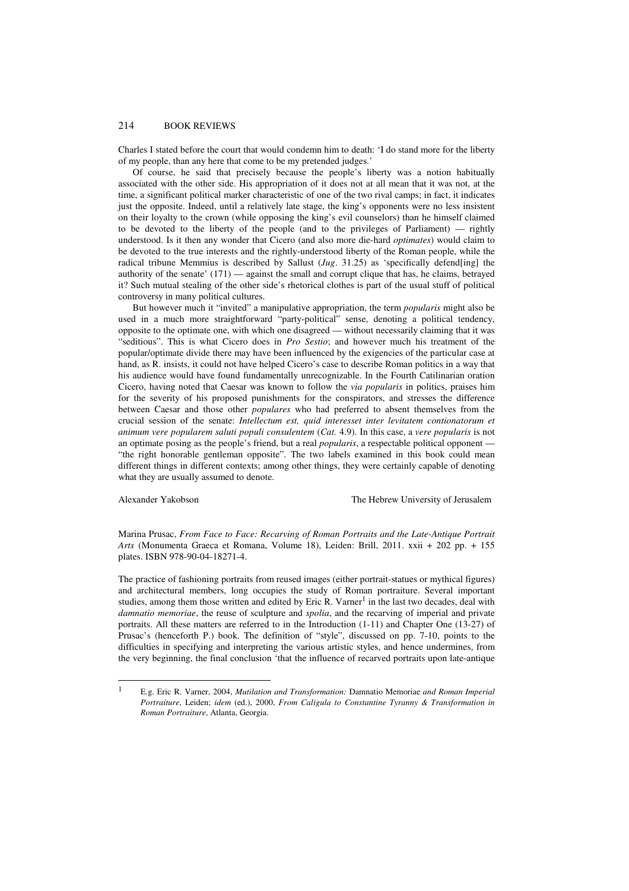Charles I stated before the court that would condemn him to death: 'I do stand more for the liberty of my people, than any here that come to be my pretended judges.'

Of course, he said that precisely because the people's liberty was a notion habitually associated with the other side. His appropriation of it does not at all mean that it was not, at the time, a significant political marker characteristic of one of the two rival camps; in fact, it indicates just the opposite. Indeed, until a relatively late stage, the king's opponents were no less insistent on their loyalty to the crown (while opposing the king's evil counselors) than he himself claimed to be devoted to the liberty of the people (and to the privileges of Parliament) — rightly understood. Is it then any wonder that Cicero (and also more die-hard *optimates*) would claim to be devoted to the true interests and the rightly-understood liberty of the Roman people, while the radical tribune Memmius is described by Sallust (*Jug*. 31.25) as 'specifically defend[ing] the authority of the senate' (171) — against the small and corrupt clique that has, he claims, betrayed it? Such mutual stealing of the other side's rhetorical clothes is part of the usual stuff of political controversy in many political cultures.

But however much it "invited" a manipulative appropriation, the term *popularis* might also be used in a much more straightforward "party-political" sense, denoting a political tendency, opposite to the optimate one, with which one disagreed — without necessarily claiming that it was "seditious". This is what Cicero does in *Pro Sestio*; and however much his treatment of the popular/optimate divide there may have been influenced by the exigencies of the particular case at hand, as R. insists, it could not have helped Cicero's case to describe Roman politics in a way that his audience would have found fundamentally unrecognizable. In the Fourth Catilinarian oration Cicero, having noted that Caesar was known to follow the *via popularis* in politics, praises him for the severity of his proposed punishments for the conspirators, and stresses the difference between Caesar and those other *populares* who had preferred to absent themselves from the crucial session of the senate: *Intellectum est, quid interesset inter levitatem contionatorum et animum vere popularem saluti populi consulentem* (*Cat.* 4.9). In this case, a *vere popularis* is not an optimate posing as the people's friend, but a real *popularis*, a respectable political opponent — "the right honorable gentleman opposite". The two labels examined in this book could mean different things in different contexts; among other things, they were certainly capable of denoting what they are usually assumed to denote.

Alexander Yakobson — The Hebrew University of Jerusalem

Marina Prusac, *From Face to Face: Recarving of Roman Portraits and the Late-Antique Portrait Arts* (Monumenta Graeca et Romana, Volume 18), Leiden: Brill, 2011. xxii + 202 pp. + 155 plates. ISBN 978-90-04-18271-4.

The practice of fashioning portraits from reused images (either portrait-statues or mythical figures) and architectural members, long occupies the study of Roman portraiture. Several important studies, among them those written and edited by Eric R. Varner[1] in the last two decades, deal with *damnatio memoriae*, the reuse of sculpture and *spolia*, and the recarving of imperial and private portraits. All these matters are referred to in the Introduction (1-11) and Chapter One (13-27) of Prusac's (henceforth P.) book. The definition of "style", discussed on pp. 7-10, points to the difficulties in specifying and interpreting the various artistic styles, and hence undermines, from the very beginning, the final conclusion 'that the influence of recarved portraits upon late-antique

[1] E.g. Eric R. Varner, 2004, *Mutilation and Transformation:* Damnatio Memoriae *and Roman Imperial Portraiture*, Leiden; *idem* (ed.), 2000, *From Caligula to Constantine Tyranny & Transformation in Roman Portraiture*, Atlanta, Georgia.